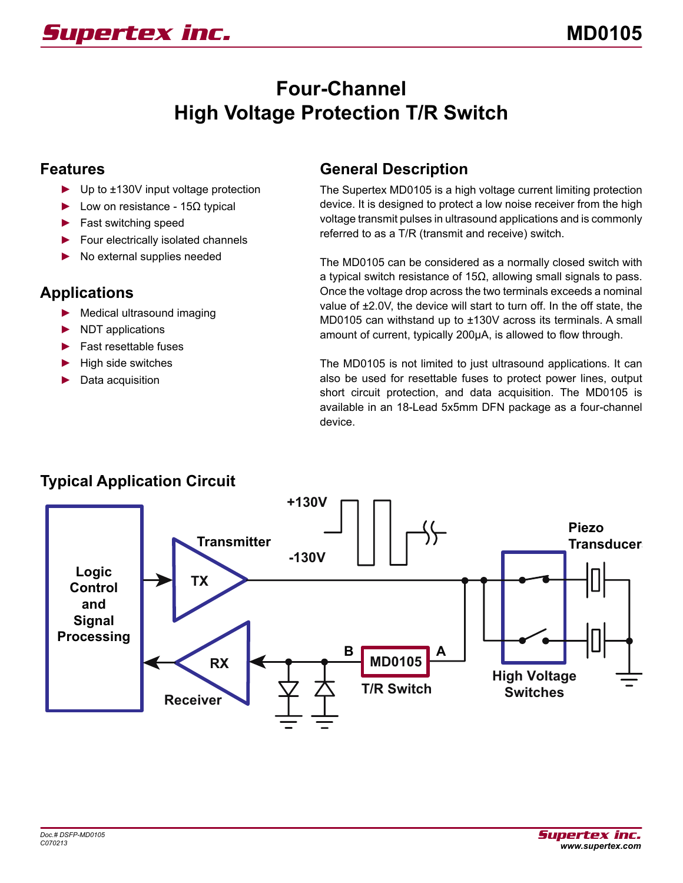# Four-Channel High Voltage Protection T/R Switch

## Features

- Up to ±130V input voltage protection
- Low on resistance - 15Ω typical
- Fast switching speed
- Four electrically isolated channels
- No external supplies needed

## Applications

- Medical ultrasound imaging
- NDT applications
- Fast resettable fuses
- High side switches
- Data acquisition

## General Description

The Supertex MD0105 is a high voltage current limiting protection device. It is designed to protect a low noise receiver from the high voltage transmit pulses in ultrasound applications and is commonly referred to as a T/R (transmit and receive) switch.

The MD0105 can be considered as a normally closed switch with a typical switch resistance of 15Ω, allowing small signals to pass. Once the voltage drop across the two terminals exceeds a nominal value of ±2.0V, the device will start to turn off. In the off state, the MD0105 can withstand up to ±130V across its terminals. A small amount of current, typically 200µA, is allowed to flow through.

The MD0105 is not limited to just ultrasound applications. It can also be used for resettable fuses to protect power lines, output short circuit protection, and data acquisition. The MD0105 is available in an 18-Lead 5x5mm DFN package as a four-channel device.

## Typical Application Circuit

Logic Control and Signal Processing

Transmitter

TX

+130V

-130V

RX

Receiver

B

MD0105

A

T/R Switch

High Voltage Switches

Piezo Transducer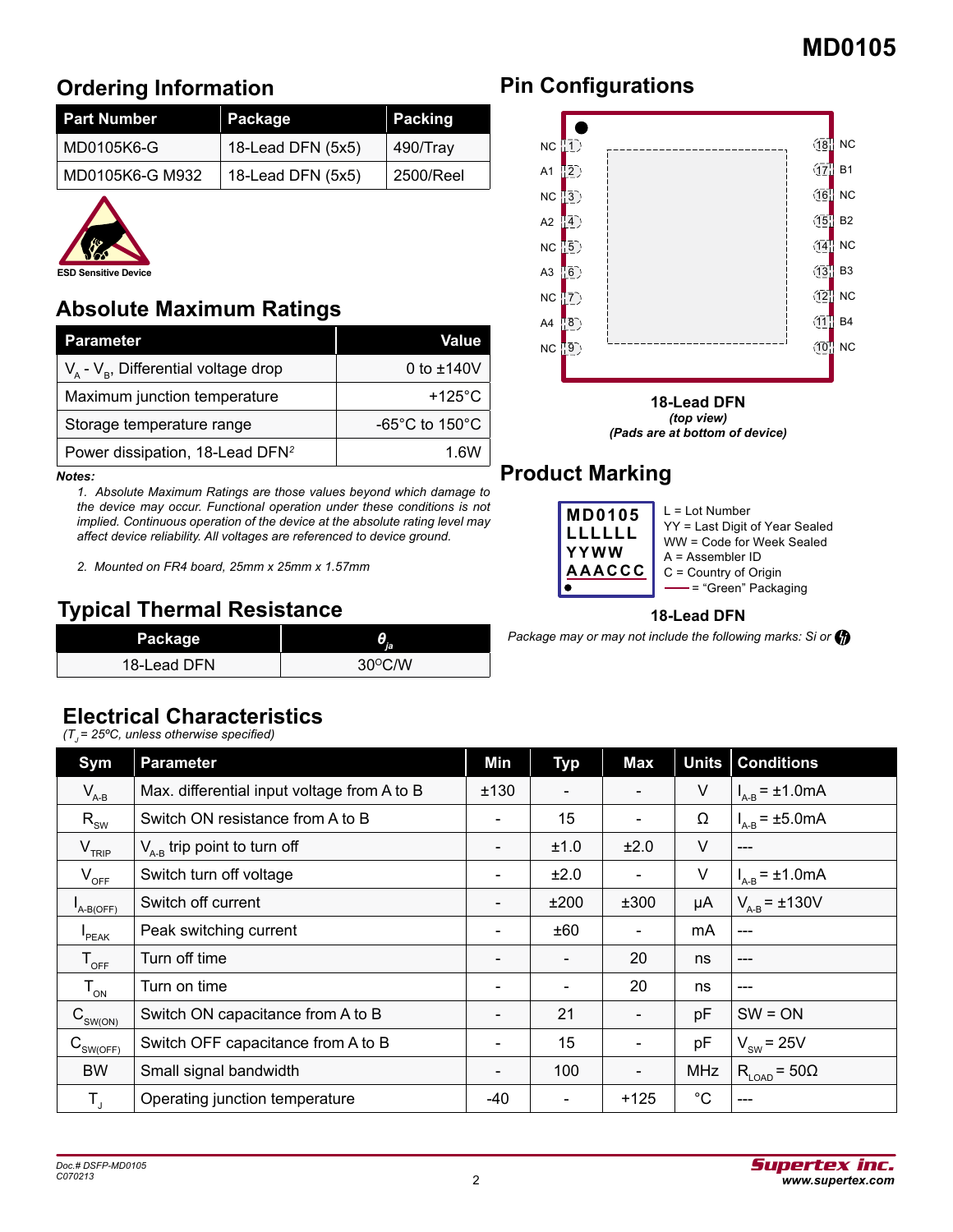## Ordering Information

| Part Number | Package | Packing |
|---|---|---|
| MD0105K6-G | 18-Lead DFN (5x5) | 490/Tray |
| MD0105K6-G M932 | 18-Lead DFN (5x5) | 2500/Reel |

ESD Sensitive Device

## Absolute Maximum Ratings

| Parameter | Value |
|---|---|
| $V_A$ - $V_B$, Differential voltage drop | 0 to ±140V |
| Maximum junction temperature | +125°C |
| Storage temperature range | -65°C to 150°C |
| Power dissipation, 18-Lead DFN[2] | 1.6W |

***Notes:***

1. *Absolute Maximum Ratings are those values beyond which damage to the device may occur. Functional operation under these conditions is not implied. Continuous operation of the device at the absolute rating level may affect device reliability. All voltages are referenced to device ground.*
2. *Mounted on FR4 board, 25mm x 25mm x 1.57mm*

## Typical Thermal Resistance

| Package | $\theta_{ja}$ |
|---|---|
| 18-Lead DFN | 30°C/W |

## Pin Configurations

| Pin | Name | Pin | Name |
|---|---|---|---|
| 1 | NC | 18 | NC |
| 2 | A1 | 17 | B1 |
| 3 | NC | 16 | NC |
| 4 | A2 | 15 | B2 |
| 5 | NC | 14 | NC |
| 6 | A3 | 13 | B3 |
| 7 | NC | 12 | NC |
| 8 | A4 | 11 | B4 |
| 9 | NC | 10 | NC |

**18-Lead DFN**
***(top view)***
***(Pads are at bottom of device)***

## Product Marking

```
MD0105
LLLLLL
YYWW
AAACCC
```

L = Lot Number
YY = Last Digit of Year Sealed
WW = Code for Week Sealed
A = Assembler ID
C = Country of Origin
—— = "Green" Packaging

**18-Lead DFN**

*Package may or may not include the following marks: Si or*

## Electrical Characteristics

*($T_J$ = 25°C, unless otherwise specified)*

| Sym | Parameter | Min | Typ | Max | Units | Conditions |
|---|---|---|---|---|---|---|
| $V_{A-B}$ | Max. differential input voltage from A to B | ±130 | - | - | V | $I_{A-B}$ = ±1.0mA |
| $R_{SW}$ | Switch ON resistance from A to B | - | 15 | - | Ω | $I_{A-B}$ = ±5.0mA |
| $V_{TRIP}$ | $V_{A-B}$ trip point to turn off | - | ±1.0 | ±2.0 | V | --- |
| $V_{OFF}$ | Switch turn off voltage | - | ±2.0 | - | V | $I_{A-B}$ = ±1.0mA |
| $I_{A-B(OFF)}$ | Switch off current | - | ±200 | ±300 | µA | $V_{A-B}$ = ±130V |
| $I_{PEAK}$ | Peak switching current | - | ±60 | - | mA | --- |
| $T_{OFF}$ | Turn off time | - | - | 20 | ns | --- |
| $T_{ON}$ | Turn on time | - | - | 20 | ns | --- |
| $C_{SW(ON)}$ | Switch ON capacitance from A to B | - | 21 | - | pF | SW = ON |
| $C_{SW(OFF)}$ | Switch OFF capacitance from A to B | - | 15 | - | pF | $V_{SW}$ = 25V |
| BW | Small signal bandwidth | - | 100 | - | MHz | $R_{LOAD}$ = 50Ω |
| $T_J$ | Operating junction temperature | -40 | - | +125 | °C | --- |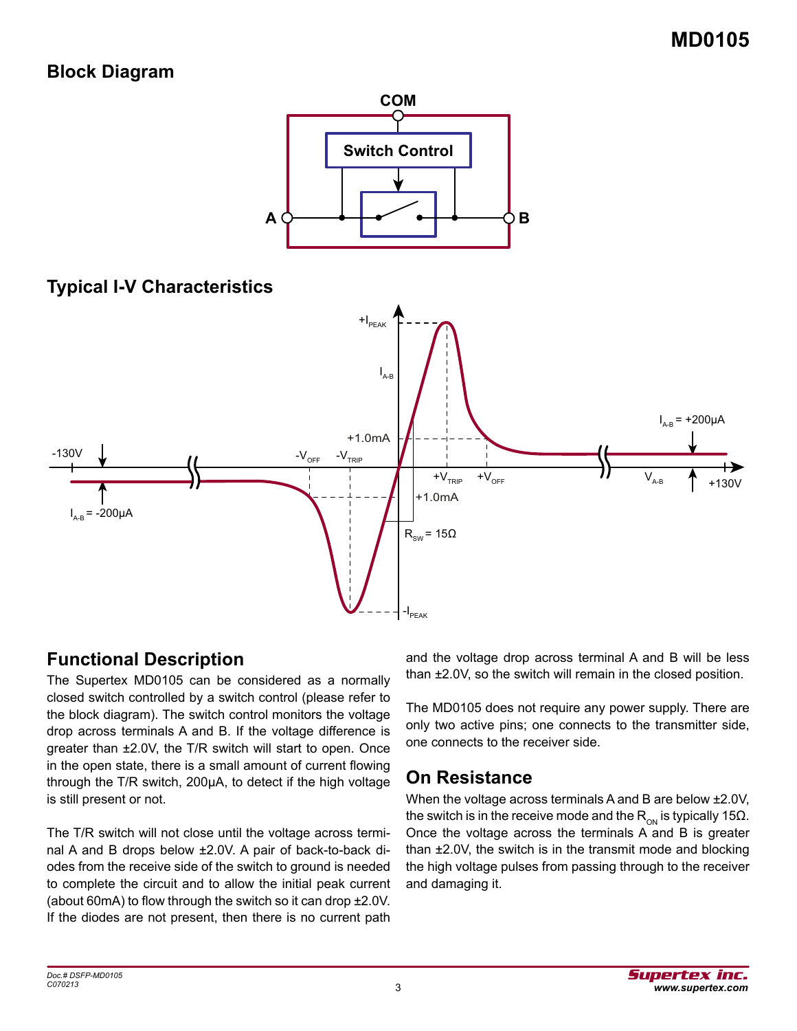## Block Diagram

## Typical I-V Characteristics

## Functional Description

The Supertex MD0105 can be considered as a normally closed switch controlled by a switch control (please refer to the block diagram). The switch control monitors the voltage drop across terminals A and B. If the voltage difference is greater than ±2.0V, the T/R switch will start to open. Once in the open state, there is a small amount of current flowing through the T/R switch, 200µA, to detect if the high voltage is still present or not.

The T/R switch will not close until the voltage across terminal A and B drops below ±2.0V. A pair of back-to-back diodes from the receive side of the switch to ground is needed to complete the circuit and to allow the initial peak current (about 60mA) to flow through the switch so it can drop ±2.0V. If the diodes are not present, then there is no current path and the voltage drop across terminal A and B will be less than ±2.0V, so the switch will remain in the closed position.

The MD0105 does not require any power supply. There are only two active pins; one connects to the transmitter side, one connects to the receiver side.

## On Resistance

When the voltage across terminals A and B are below ±2.0V, the switch is in the receive mode and the $R_{ON}$ is typically 15Ω. Once the voltage across the terminals A and B is greater than ±2.0V, the switch is in the transmit mode and blocking the high voltage pulses from passing through to the receiver and damaging it.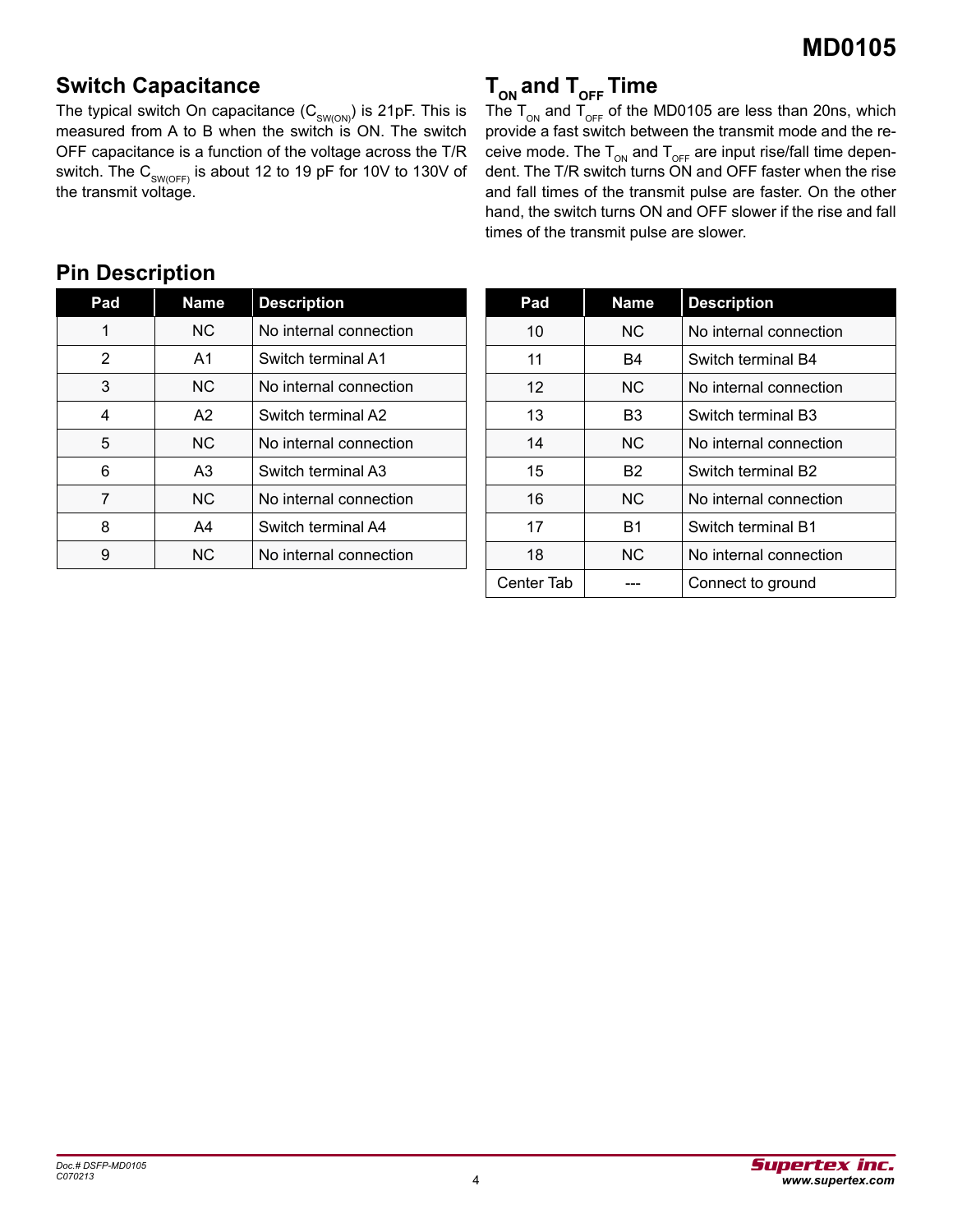## Switch Capacitance

The typical switch On capacitance ($C_{SW(ON)}$) is 21pF. This is measured from A to B when the switch is ON. The switch OFF capacitance is a function of the voltage across the T/R switch. The $C_{SW(OFF)}$ is about 12 to 19 pF for 10V to 130V of the transmit voltage.

## $T_{ON}$ and $T_{OFF}$ Time

The $T_{ON}$ and $T_{OFF}$ of the MD0105 are less than 20ns, which provide a fast switch between the transmit mode and the receive mode. The $T_{ON}$ and $T_{OFF}$ are input rise/fall time dependent. The T/R switch turns ON and OFF faster when the rise and fall times of the transmit pulse are faster. On the other hand, the switch turns ON and OFF slower if the rise and fall times of the transmit pulse are slower.

## Pin Description

| Pad | Name | Description |
|---|---|---|
| 1 | NC | No internal connection |
| 2 | A1 | Switch terminal A1 |
| 3 | NC | No internal connection |
| 4 | A2 | Switch terminal A2 |
| 5 | NC | No internal connection |
| 6 | A3 | Switch terminal A3 |
| 7 | NC | No internal connection |
| 8 | A4 | Switch terminal A4 |
| 9 | NC | No internal connection |

| Pad | Name | Description |
|---|---|---|
| 10 | NC | No internal connection |
| 11 | B4 | Switch terminal B4 |
| 12 | NC | No internal connection |
| 13 | B3 | Switch terminal B3 |
| 14 | NC | No internal connection |
| 15 | B2 | Switch terminal B2 |
| 16 | NC | No internal connection |
| 17 | B1 | Switch terminal B1 |
| 18 | NC | No internal connection |
| Center Tab | --- | Connect to ground |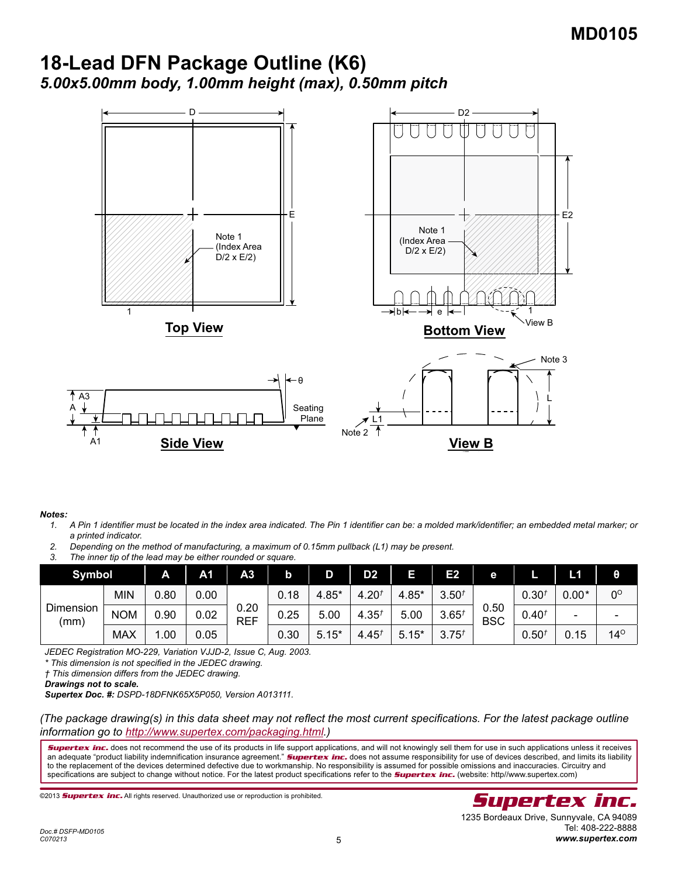# 18-Lead DFN Package Outline (K6)

## *5.00x5.00mm body, 1.00mm height (max), 0.50mm pitch*

D

E

Note 1
(Index Area
D/2 x E/2)

1

**Top View**

D2

E2

Note 1
(Index Area
D/2 x E/2)

b

e

1

View B

**Bottom View**

θ

A3

A

A1

Seating
Plane

**Side View**

Note 3

L

L1

Note 2

**View B**

***Notes:***

1. *A Pin 1 identifier must be located in the index area indicated. The Pin 1 identifier can be: a molded mark/identifier; an embedded metal marker; or a printed indicator.*
2. *Depending on the method of manufacturing, a maximum of 0.15mm pullback (L1) may be present.*
3. *The inner tip of the lead may be either rounded or square.*

| Symbol | | A | A1 | A3 | b | D | D2 | E | E2 | e | L | L1 | θ |
|---|---|---|---|---|---|---|---|---|---|---|---|---|---|
| Dimension (mm) | MIN | 0.80 | 0.00 | 0.20 REF | 0.18 | 4.85* | 4.20† | 4.85* | 3.50† | 0.50 BSC | 0.30† | 0.00* | 0° |
| | NOM | 0.90 | 0.02 | | 0.25 | 5.00 | 4.35† | 5.00 | 3.65† | | 0.40† | - | - |
| | MAX | 1.00 | 0.05 | | 0.30 | 5.15* | 4.45† | 5.15* | 3.75† | | 0.50† | 0.15 | 14° |

*JEDEC Registration MO-229, Variation VJJD-2, Issue C, Aug. 2003.*
*\* This dimension is not specified in the JEDEC drawing.*
*† This dimension differs from the JEDEC drawing.*
***Drawings not to scale.***
***Supertex Doc. #:** DSPD-18DFNK65X5P050, Version A013111.*

*(The package drawing(s) in this data sheet may not reflect the most current specifications. For the latest package outline information go to http://www.supertex.com/packaging.html.)*

***Supertex inc.*** does not recommend the use of its products in life support applications, and will not knowingly sell them for use in such applications unless it receives an adequate "product liability indemnification insurance agreement." ***Supertex inc.*** does not assume responsibility for use of devices described, and limits its liability to the replacement of the devices determined defective due to workmanship. No responsibility is assumed for possible omissions and inaccuracies. Circuitry and specifications are subject to change without notice. For the latest product specifications refer to the ***Supertex inc.*** (website: http//www.supertex.com)

©2013 ***Supertex inc.*** All rights reserved. Unauthorized use or reproduction is prohibited.

***Supertex inc.***
1235 Bordeaux Drive, Sunnyvale, CA 94089
Tel: 408-222-8888
***www.supertex.com***

*Doc.# DSFP-MD0105*
*C070213*